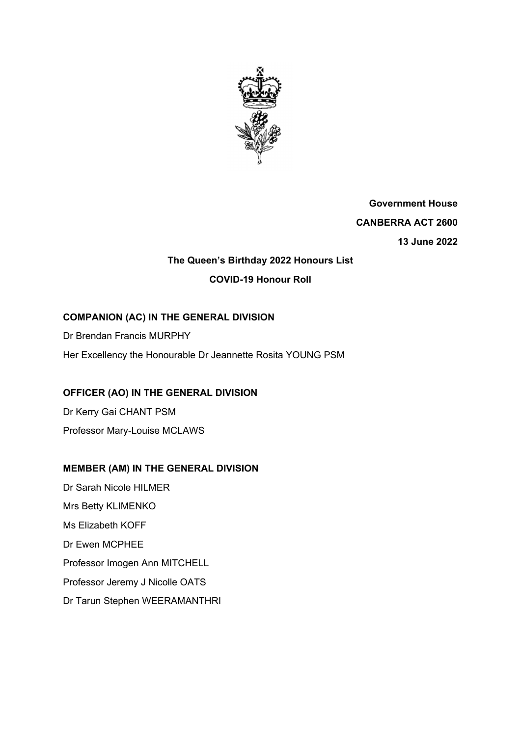**Government House**

**CANBERRA ACT 2600**

**13 June 2022**

**The Queen's Birthday 2022 Honours List**

**COVID-19 Honour Roll**

## COMPANION (AC) IN THE GENERAL DIVISION

Dr Brendan Francis MURPHY

Her Excellency the Honourable Dr Jeannette Rosita YOUNG PSM

## OFFICER (AO) IN THE GENERAL DIVISION

Dr Kerry Gai CHANT PSM

Professor Mary-Louise MCLAWS

## MEMBER (AM) IN THE GENERAL DIVISION

Dr Sarah Nicole HILMER

Mrs Betty KLIMENKO

Ms Elizabeth KOFF

Dr Ewen MCPHEE

Professor Imogen Ann MITCHELL

Professor Jeremy J Nicolle OATS

Dr Tarun Stephen WEERAMANTHRI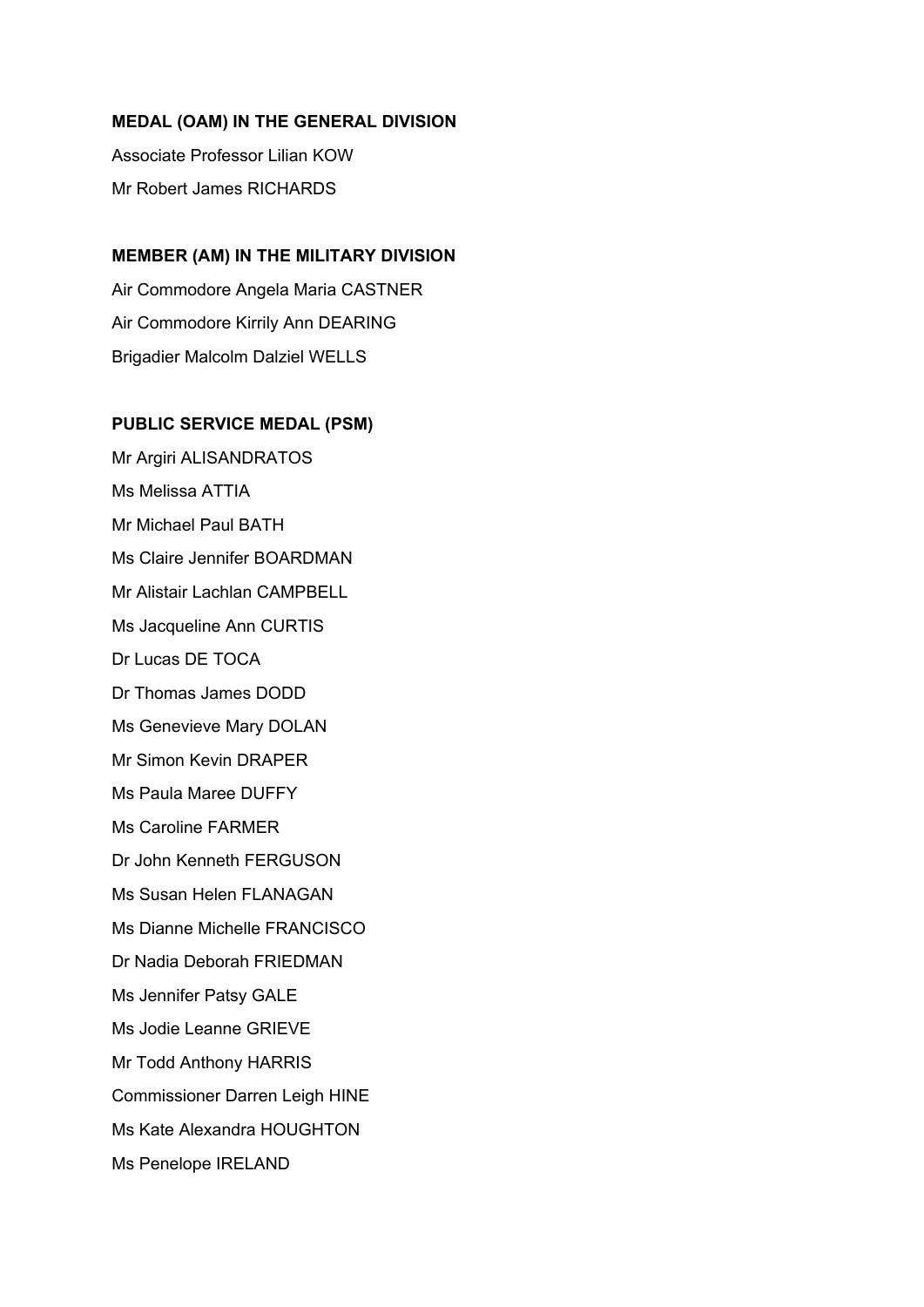**MEDAL (OAM) IN THE GENERAL DIVISION**

Associate Professor Lilian KOW

Mr Robert James RICHARDS

**MEMBER (AM) IN THE MILITARY DIVISION**

Air Commodore Angela Maria CASTNER

Air Commodore Kirrily Ann DEARING

Brigadier Malcolm Dalziel WELLS

**PUBLIC SERVICE MEDAL (PSM)**

Mr Argiri ALISANDRATOS

Ms Melissa ATTIA

Mr Michael Paul BATH

Ms Claire Jennifer BOARDMAN

Mr Alistair Lachlan CAMPBELL

Ms Jacqueline Ann CURTIS

Dr Lucas DE TOCA

Dr Thomas James DODD

Ms Genevieve Mary DOLAN

Mr Simon Kevin DRAPER

Ms Paula Maree DUFFY

Ms Caroline FARMER

Dr John Kenneth FERGUSON

Ms Susan Helen FLANAGAN

Ms Dianne Michelle FRANCISCO

Dr Nadia Deborah FRIEDMAN

Ms Jennifer Patsy GALE

Ms Jodie Leanne GRIEVE

Mr Todd Anthony HARRIS

Commissioner Darren Leigh HINE

Ms Kate Alexandra HOUGHTON

Ms Penelope IRELAND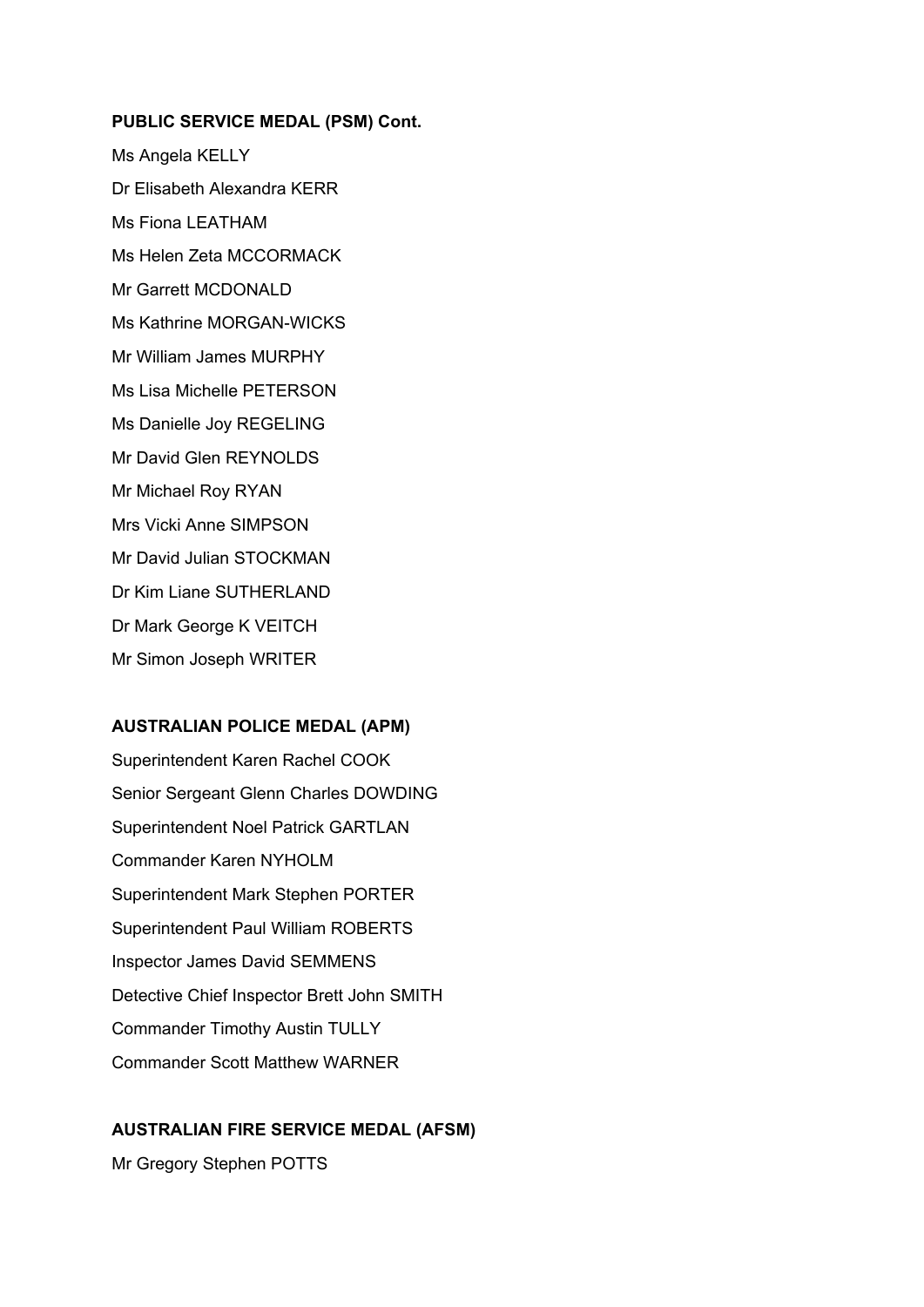**PUBLIC SERVICE MEDAL (PSM) Cont.**

Ms Angela KELLY

Dr Elisabeth Alexandra KERR

Ms Fiona LEATHAM

Ms Helen Zeta MCCORMACK

Mr Garrett MCDONALD

Ms Kathrine MORGAN-WICKS

Mr William James MURPHY

Ms Lisa Michelle PETERSON

Ms Danielle Joy REGELING

Mr David Glen REYNOLDS

Mr Michael Roy RYAN

Mrs Vicki Anne SIMPSON

Mr David Julian STOCKMAN

Dr Kim Liane SUTHERLAND

Dr Mark George K VEITCH

Mr Simon Joseph WRITER

**AUSTRALIAN POLICE MEDAL (APM)**

Superintendent Karen Rachel COOK

Senior Sergeant Glenn Charles DOWDING

Superintendent Noel Patrick GARTLAN

Commander Karen NYHOLM

Superintendent Mark Stephen PORTER

Superintendent Paul William ROBERTS

Inspector James David SEMMENS

Detective Chief Inspector Brett John SMITH

Commander Timothy Austin TULLY

Commander Scott Matthew WARNER

**AUSTRALIAN FIRE SERVICE MEDAL (AFSM)**

Mr Gregory Stephen POTTS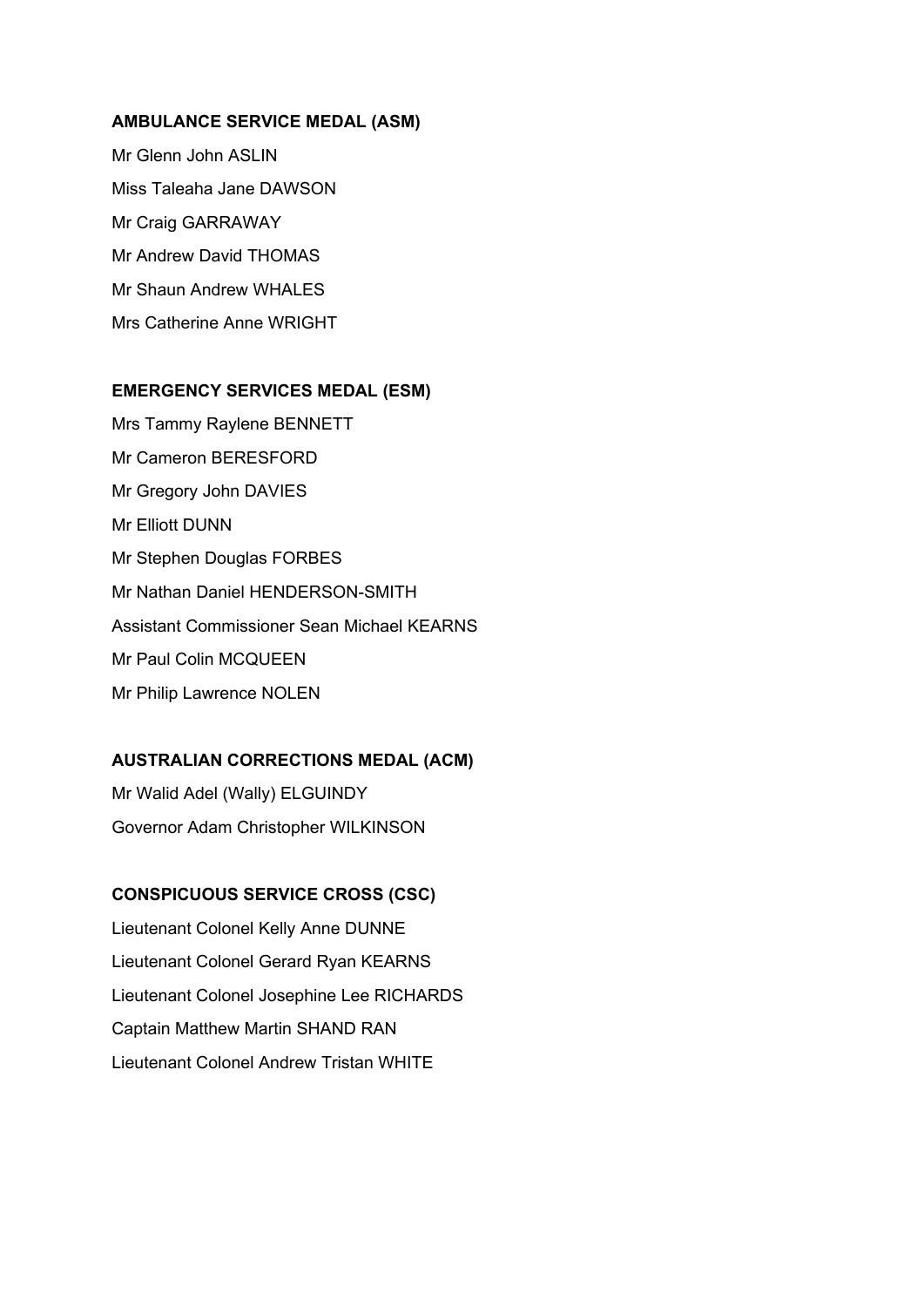**AMBULANCE SERVICE MEDAL (ASM)**

Mr Glenn John ASLIN

Miss Taleaha Jane DAWSON

Mr Craig GARRAWAY

Mr Andrew David THOMAS

Mr Shaun Andrew WHALES

Mrs Catherine Anne WRIGHT

**EMERGENCY SERVICES MEDAL (ESM)**

Mrs Tammy Raylene BENNETT

Mr Cameron BERESFORD

Mr Gregory John DAVIES

Mr Elliott DUNN

Mr Stephen Douglas FORBES

Mr Nathan Daniel HENDERSON-SMITH

Assistant Commissioner Sean Michael KEARNS

Mr Paul Colin MCQUEEN

Mr Philip Lawrence NOLEN

**AUSTRALIAN CORRECTIONS MEDAL (ACM)**

Mr Walid Adel (Wally) ELGUINDY

Governor Adam Christopher WILKINSON

**CONSPICUOUS SERVICE CROSS (CSC)**

Lieutenant Colonel Kelly Anne DUNNE

Lieutenant Colonel Gerard Ryan KEARNS

Lieutenant Colonel Josephine Lee RICHARDS

Captain Matthew Martin SHAND RAN

Lieutenant Colonel Andrew Tristan WHITE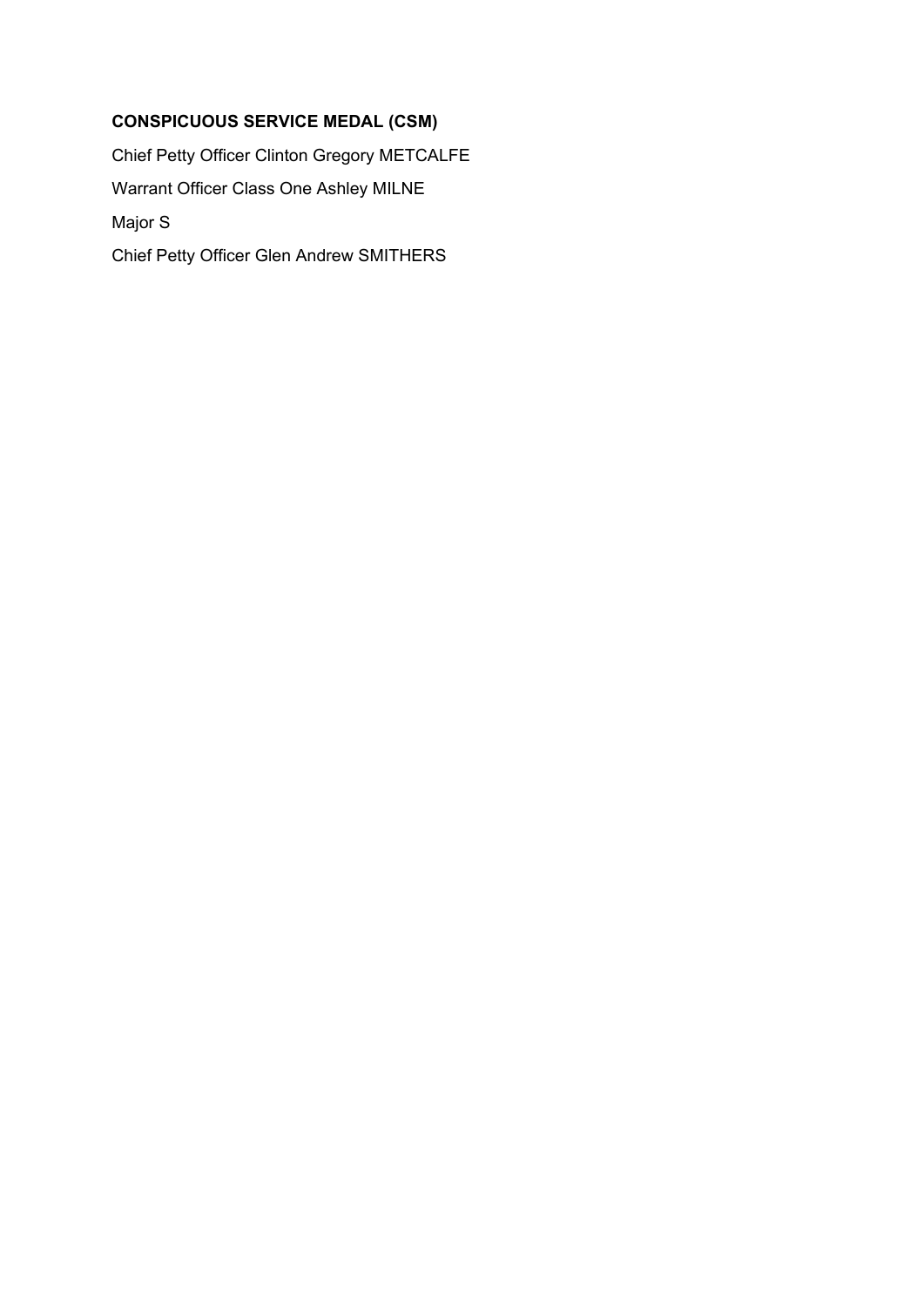**CONSPICUOUS SERVICE MEDAL (CSM)**

Chief Petty Officer Clinton Gregory METCALFE

Warrant Officer Class One Ashley MILNE

Major S

Chief Petty Officer Glen Andrew SMITHERS